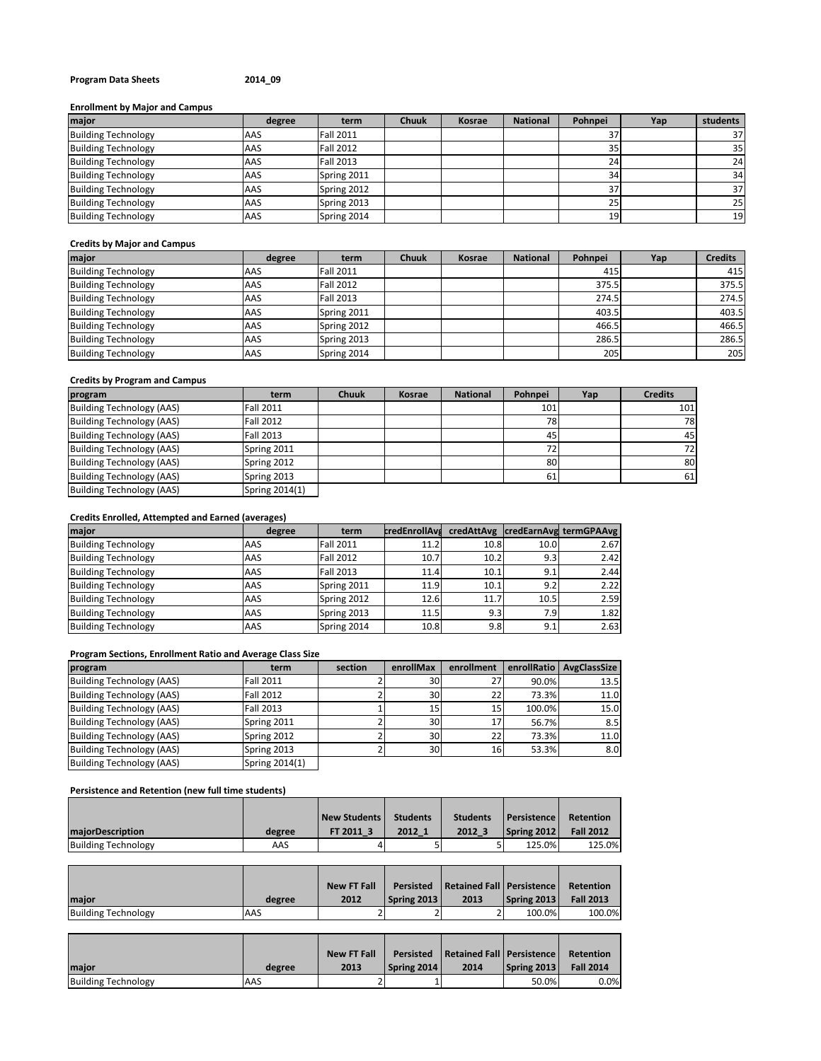**Program Data Sheets** **2014_09**

**Enrollment by Major and Campus**

| major | degree | term | Chuuk | Kosrae | National | Pohnpei | Yap | students |
|---|---|---|---|---|---|---|---|---|
| Building Technology | AAS | Fall 2011 | | | | 37 | | 37 |
| Building Technology | AAS | Fall 2012 | | | | 35 | | 35 |
| Building Technology | AAS | Fall 2013 | | | | 24 | | 24 |
| Building Technology | AAS | Spring 2011 | | | | 34 | | 34 |
| Building Technology | AAS | Spring 2012 | | | | 37 | | 37 |
| Building Technology | AAS | Spring 2013 | | | | 25 | | 25 |
| Building Technology | AAS | Spring 2014 | | | | 19 | | 19 |

**Credits by Major and Campus**

| major | degree | term | Chuuk | Kosrae | National | Pohnpei | Yap | Credits |
|---|---|---|---|---|---|---|---|---|
| Building Technology | AAS | Fall 2011 | | | | 415 | | 415 |
| Building Technology | AAS | Fall 2012 | | | | 375.5 | | 375.5 |
| Building Technology | AAS | Fall 2013 | | | | 274.5 | | 274.5 |
| Building Technology | AAS | Spring 2011 | | | | 403.5 | | 403.5 |
| Building Technology | AAS | Spring 2012 | | | | 466.5 | | 466.5 |
| Building Technology | AAS | Spring 2013 | | | | 286.5 | | 286.5 |
| Building Technology | AAS | Spring 2014 | | | | 205 | | 205 |

**Credits by Program and Campus**

| program | term | Chuuk | Kosrae | National | Pohnpei | Yap | Credits |
|---|---|---|---|---|---|---|---|
| Building Technology (AAS) | Fall 2011 | | | | 101 | | 101 |
| Building Technology (AAS) | Fall 2012 | | | | 78 | | 78 |
| Building Technology (AAS) | Fall 2013 | | | | 45 | | 45 |
| Building Technology (AAS) | Spring 2011 | | | | 72 | | 72 |
| Building Technology (AAS) | Spring 2012 | | | | 80 | | 80 |
| Building Technology (AAS) | Spring 2013 | | | | 61 | | 61 |
| Building Technology (AAS) | Spring 2014(1) | | | | | | |

**Credits Enrolled, Attempted and Earned (averages)**

| major | degree | term | credEnrollAvg | credAttAvg | credEarnAvg | termGPAAvg |
|---|---|---|---|---|---|---|
| Building Technology | AAS | Fall 2011 | 11.2 | 10.8 | 10.0 | 2.67 |
| Building Technology | AAS | Fall 2012 | 10.7 | 10.2 | 9.3 | 2.42 |
| Building Technology | AAS | Fall 2013 | 11.4 | 10.1 | 9.1 | 2.44 |
| Building Technology | AAS | Spring 2011 | 11.9 | 10.1 | 9.2 | 2.22 |
| Building Technology | AAS | Spring 2012 | 12.6 | 11.7 | 10.5 | 2.59 |
| Building Technology | AAS | Spring 2013 | 11.5 | 9.3 | 7.9 | 1.82 |
| Building Technology | AAS | Spring 2014 | 10.8 | 9.8 | 9.1 | 2.63 |

**Program Sections, Enrollment Ratio and Average Class Size**

| program | term | section | enrollMax | enrollment | enrollRatio | AvgClassSize |
|---|---|---|---|---|---|---|
| Building Technology (AAS) | Fall 2011 | 2 | 30 | 27 | 90.0% | 13.5 |
| Building Technology (AAS) | Fall 2012 | 2 | 30 | 22 | 73.3% | 11.0 |
| Building Technology (AAS) | Fall 2013 | 1 | 15 | 15 | 100.0% | 15.0 |
| Building Technology (AAS) | Spring 2011 | 2 | 30 | 17 | 56.7% | 8.5 |
| Building Technology (AAS) | Spring 2012 | 2 | 30 | 22 | 73.3% | 11.0 |
| Building Technology (AAS) | Spring 2013 | 2 | 30 | 16 | 53.3% | 8.0 |
| Building Technology (AAS) | Spring 2014(1) | | | | | |

**Persistence and Retention (new full time students)**

| majorDescription | degree | New Students FT 2011_3 | Students 2012_1 | Students 2012_3 | Persistence Spring 2012 | Retention Fall 2012 |
|---|---|---|---|---|---|---|
| Building Technology | AAS | 4 | 5 | 5 | 125.0% | 125.0% |

| major | degree | New FT Fall 2012 | Persisted Spring 2013 | Retained Fall 2013 | Persistence Spring 2013 | Retention Fall 2013 |
|---|---|---|---|---|---|---|
| Building Technology | AAS | 2 | 2 | 2 | 100.0% | 100.0% |

| major | degree | New FT Fall 2013 | Persisted Spring 2014 | Retained Fall 2014 | Persistence Spring 2013 | Retention Fall 2014 |
|---|---|---|---|---|---|---|
| Building Technology | AAS | 2 | 1 | | 50.0% | 0.0% |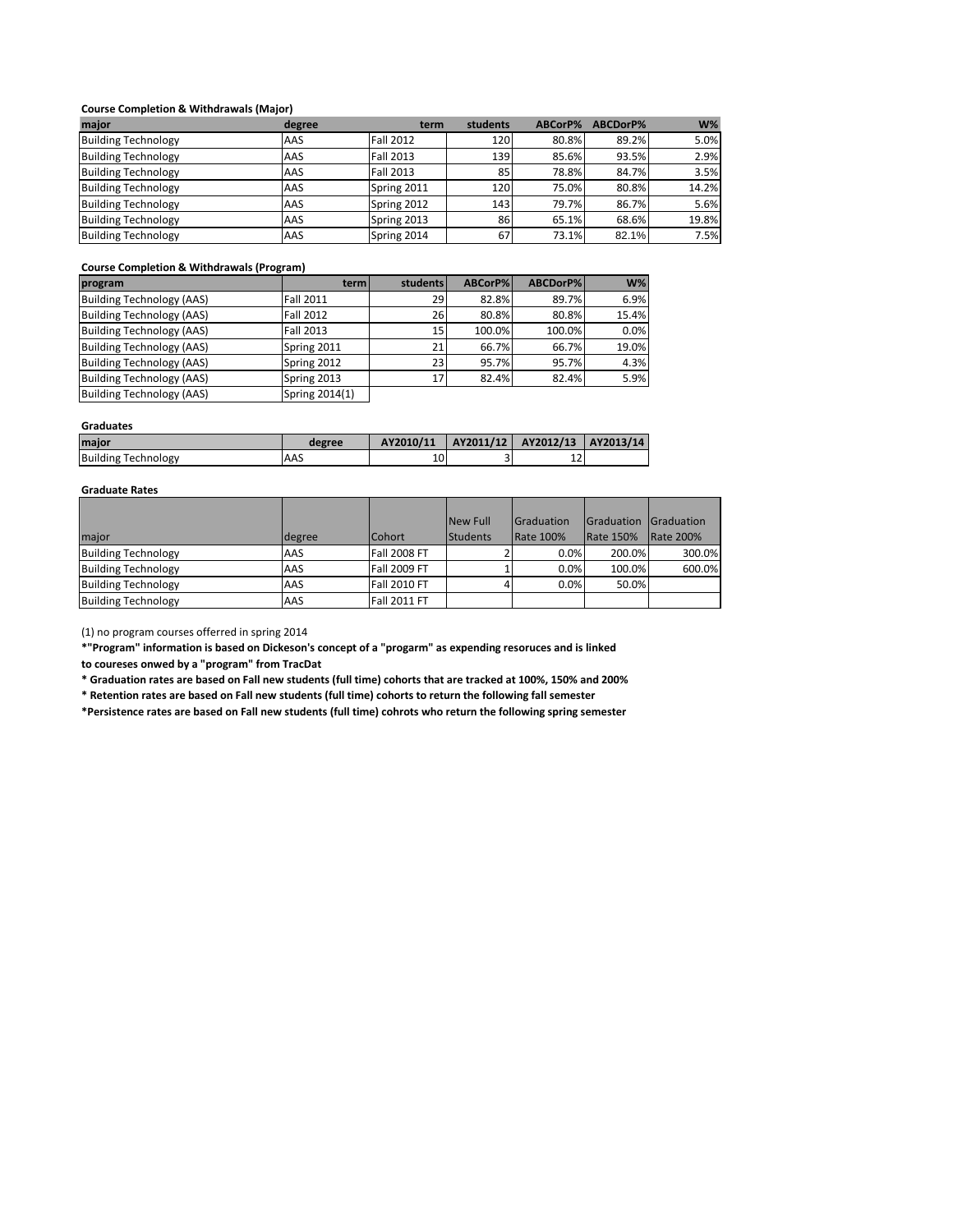**Course Completion & Withdrawals (Major)**

| major | degree | term | students | ABCorP% | ABCDorP% | W% |
|---|---|---|---|---|---|---|
| Building Technology | AAS | Fall 2012 | 120 | 80.8% | 89.2% | 5.0% |
| Building Technology | AAS | Fall 2013 | 139 | 85.6% | 93.5% | 2.9% |
| Building Technology | AAS | Fall 2013 | 85 | 78.8% | 84.7% | 3.5% |
| Building Technology | AAS | Spring 2011 | 120 | 75.0% | 80.8% | 14.2% |
| Building Technology | AAS | Spring 2012 | 143 | 79.7% | 86.7% | 5.6% |
| Building Technology | AAS | Spring 2013 | 86 | 65.1% | 68.6% | 19.8% |
| Building Technology | AAS | Spring 2014 | 67 | 73.1% | 82.1% | 7.5% |

**Course Completion & Withdrawals (Program)**

| program | term | students | ABCorP% | ABCDorP% | W% |
|---|---|---|---|---|---|
| Building Technology (AAS) | Fall 2011 | 29 | 82.8% | 89.7% | 6.9% |
| Building Technology (AAS) | Fall 2012 | 26 | 80.8% | 80.8% | 15.4% |
| Building Technology (AAS) | Fall 2013 | 15 | 100.0% | 100.0% | 0.0% |
| Building Technology (AAS) | Spring 2011 | 21 | 66.7% | 66.7% | 19.0% |
| Building Technology (AAS) | Spring 2012 | 23 | 95.7% | 95.7% | 4.3% |
| Building Technology (AAS) | Spring 2013 | 17 | 82.4% | 82.4% | 5.9% |
| Building Technology (AAS) | Spring 2014(1) | | | | |

**Graduates**

| major | degree | AY2010/11 | AY2011/12 | AY2012/13 | AY2013/14 |
|---|---|---|---|---|---|
| Building Technology | AAS | 10 | 3 | 12 | |

**Graduate Rates**

| major | degree | Cohort | New Full Students | Graduation Rate 100% | Graduation Rate 150% | Graduation Rate 200% |
|---|---|---|---|---|---|---|
| Building Technology | AAS | Fall 2008 FT | 2 | 0.0% | 200.0% | 300.0% |
| Building Technology | AAS | Fall 2009 FT | 1 | 0.0% | 100.0% | 600.0% |
| Building Technology | AAS | Fall 2010 FT | 4 | 0.0% | 50.0% | |
| Building Technology | AAS | Fall 2011 FT | | | | |

(1) no program courses offerred in spring 2014

***"Program" information is based on Dickeson's concept of a "progarm" as expending resoruces and is linked to coureses onwed by a "program" from TracDat**

**\* Graduation rates are based on Fall new students (full time) cohorts that are tracked at 100%, 150% and 200%**

**\* Retention rates are based on Fall new students (full time) cohorts to return the following fall semester**

**\*Persistence rates are based on Fall new students (full time) cohrots who return the following spring semester**